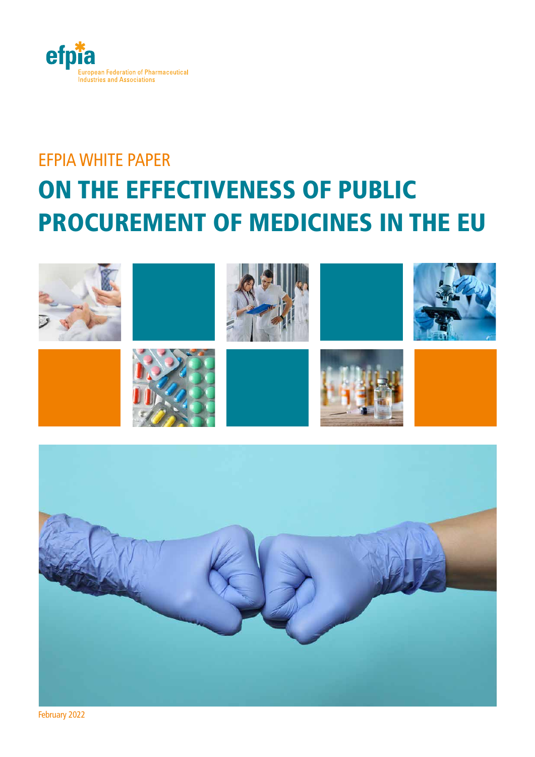efpia

European Federation of Pharmaceutical Industries and Associations

EFPIA WHITE PAPER

# ON THE EFFECTIVENESS OF PUBLIC PROCUREMENT OF MEDICINES IN THE EU

February 2022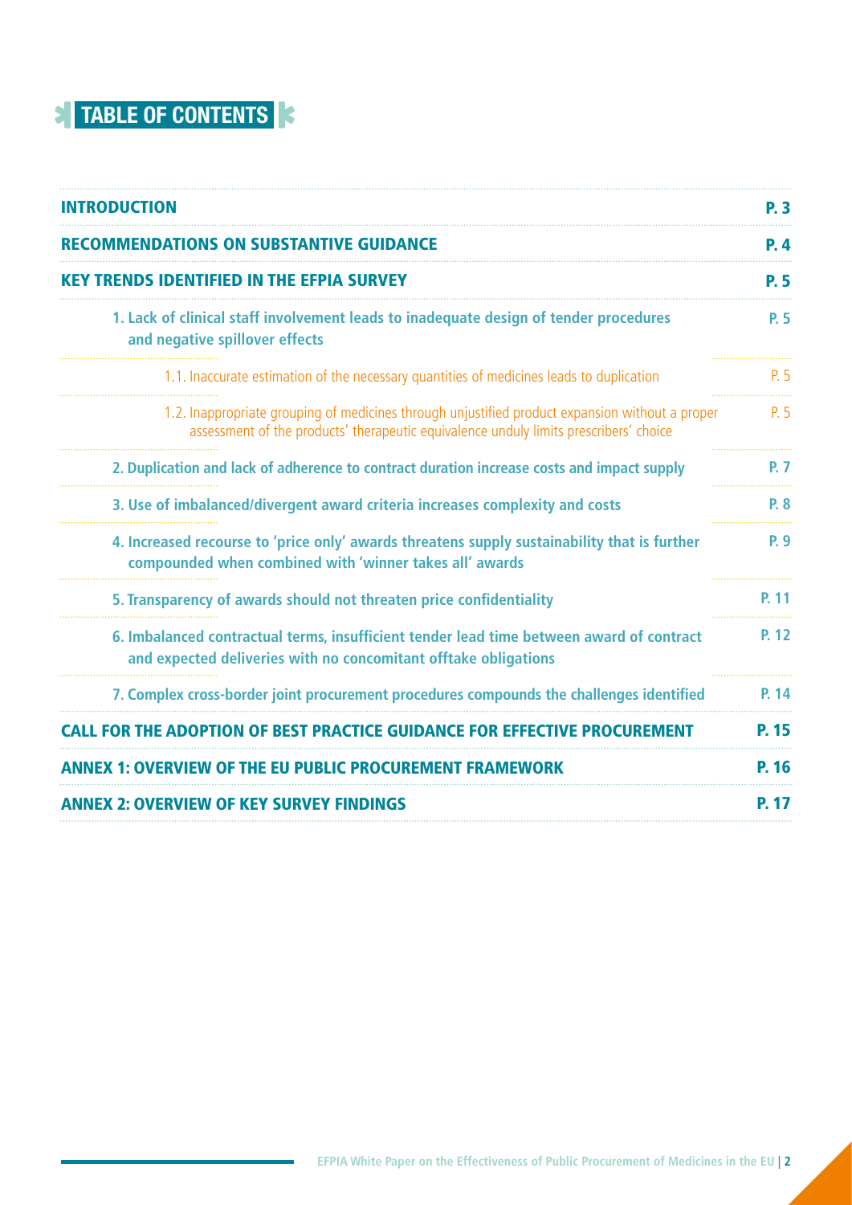# TABLE OF CONTENTS

| | |
|---|---|
| **INTRODUCTION** | **P. 3** |
| **RECOMMENDATIONS ON SUBSTANTIVE GUIDANCE** | **P. 4** |
| **KEY TRENDS IDENTIFIED IN THE EFPIA SURVEY** | **P. 5** |
| **1. Lack of clinical staff involvement leads to inadequate design of tender procedures and negative spillover effects** | **P. 5** |
| 1.1. Inaccurate estimation of the necessary quantities of medicines leads to duplication | P. 5 |
| 1.2. Inappropriate grouping of medicines through unjustified product expansion without a proper assessment of the products' therapeutic equivalence unduly limits prescribers' choice | P. 5 |
| **2. Duplication and lack of adherence to contract duration increase costs and impact supply** | **P. 7** |
| **3. Use of imbalanced/divergent award criteria increases complexity and costs** | **P. 8** |
| **4. Increased recourse to 'price only' awards threatens supply sustainability that is further compounded when combined with 'winner takes all' awards** | **P. 9** |
| **5. Transparency of awards should not threaten price confidentiality** | **P. 11** |
| **6. Imbalanced contractual terms, insufficient tender lead time between award of contract and expected deliveries with no concomitant offtake obligations** | **P. 12** |
| **7. Complex cross-border joint procurement procedures compounds the challenges identified** | **P. 14** |
| **CALL FOR THE ADOPTION OF BEST PRACTICE GUIDANCE FOR EFFECTIVE PROCUREMENT** | **P. 15** |
| **ANNEX 1: OVERVIEW OF THE EU PUBLIC PROCUREMENT FRAMEWORK** | **P. 16** |
| **ANNEX 2: OVERVIEW OF KEY SURVEY FINDINGS** | **P. 17** |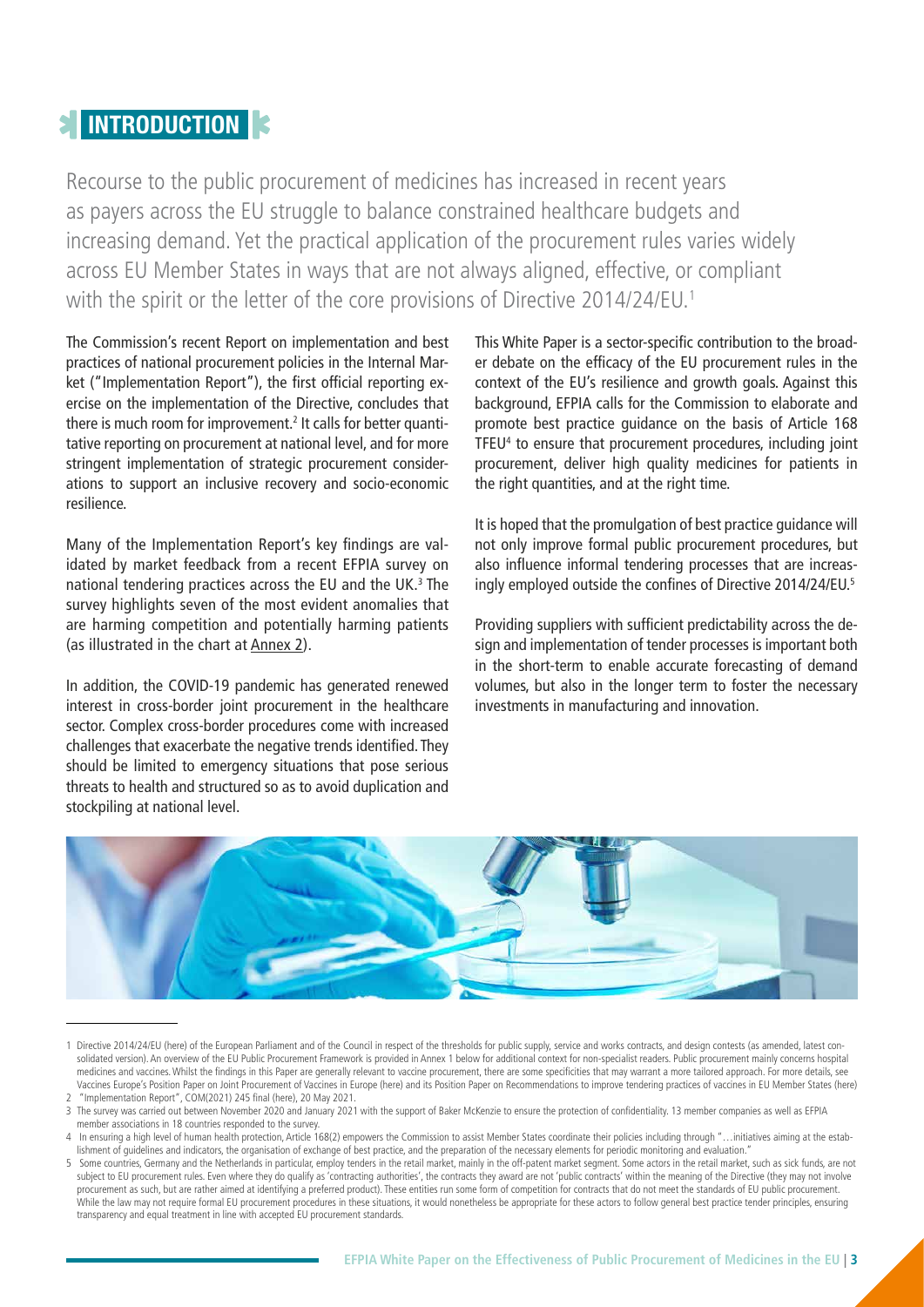# INTRODUCTION

Recourse to the public procurement of medicines has increased in recent years as payers across the EU struggle to balance constrained healthcare budgets and increasing demand. Yet the practical application of the procurement rules varies widely across EU Member States in ways that are not always aligned, effective, or compliant with the spirit or the letter of the core provisions of Directive 2014/24/EU.[1]

The Commission's recent Report on implementation and best practices of national procurement policies in the Internal Market ("Implementation Report"), the first official reporting exercise on the implementation of the Directive, concludes that there is much room for improvement.[2] It calls for better quantitative reporting on procurement at national level, and for more stringent implementation of strategic procurement considerations to support an inclusive recovery and socio-economic resilience.

Many of the Implementation Report's key findings are validated by market feedback from a recent EFPIA survey on national tendering practices across the EU and the UK.[3] The survey highlights seven of the most evident anomalies that are harming competition and potentially harming patients (as illustrated in the chart at Annex 2).

In addition, the COVID-19 pandemic has generated renewed interest in cross-border joint procurement in the healthcare sector. Complex cross-border procedures come with increased challenges that exacerbate the negative trends identified. They should be limited to emergency situations that pose serious threats to health and structured so as to avoid duplication and stockpiling at national level.

This White Paper is a sector-specific contribution to the broader debate on the efficacy of the EU procurement rules in the context of the EU's resilience and growth goals. Against this background, EFPIA calls for the Commission to elaborate and promote best practice guidance on the basis of Article 168 TFEU[4] to ensure that procurement procedures, including joint procurement, deliver high quality medicines for patients in the right quantities, and at the right time.

It is hoped that the promulgation of best practice guidance will not only improve formal public procurement procedures, but also influence informal tendering processes that are increasingly employed outside the confines of Directive 2014/24/EU.[5]

Providing suppliers with sufficient predictability across the design and implementation of tender processes is important both in the short-term to enable accurate forecasting of demand volumes, but also in the longer term to foster the necessary investments in manufacturing and innovation.

---

1 Directive 2014/24/EU (here) of the European Parliament and of the Council in respect of the thresholds for public supply, service and works contracts, and design contests (as amended, latest consolidated version). An overview of the EU Public Procurement Framework is provided in Annex 1 below for additional context for non-specialist readers. Public procurement mainly concerns hospital medicines and vaccines. Whilst the findings in this Paper are generally relevant to vaccine procurement, there are some specificities that may warrant a more tailored approach. For more details, see Vaccines Europe's Position Paper on Joint Procurement of Vaccines in Europe (here) and its Position Paper on Recommendations to improve tendering practices of vaccines in EU Member States (here)

2 "Implementation Report", COM(2021) 245 final (here), 20 May 2021.

3 The survey was carried out between November 2020 and January 2021 with the support of Baker McKenzie to ensure the protection of confidentiality. 13 member companies as well as EFPIA member associations in 18 countries responded to the survey.

4 In ensuring a high level of human health protection, Article 168(2) empowers the Commission to assist Member States coordinate their policies including through "…initiatives aiming at the establishment of guidelines and indicators, the organisation of exchange of best practice, and the preparation of the necessary elements for periodic monitoring and evaluation."

5 Some countries, Germany and the Netherlands in particular, employ tenders in the retail market, mainly in the off-patent market segment. Some actors in the retail market, such as sick funds, are not subject to EU procurement rules. Even where they do qualify as 'contracting authorities', the contracts they award are not 'public contracts' within the meaning of the Directive (they may not involve procurement as such, but are rather aimed at identifying a preferred product). These entities run some form of competition for contracts that do not meet the standards of EU public procurement. While the law may not require formal EU procurement procedures in these situations, it would nonetheless be appropriate for these actors to follow general best practice tender principles, ensuring transparency and equal treatment in line with accepted EU procurement standards.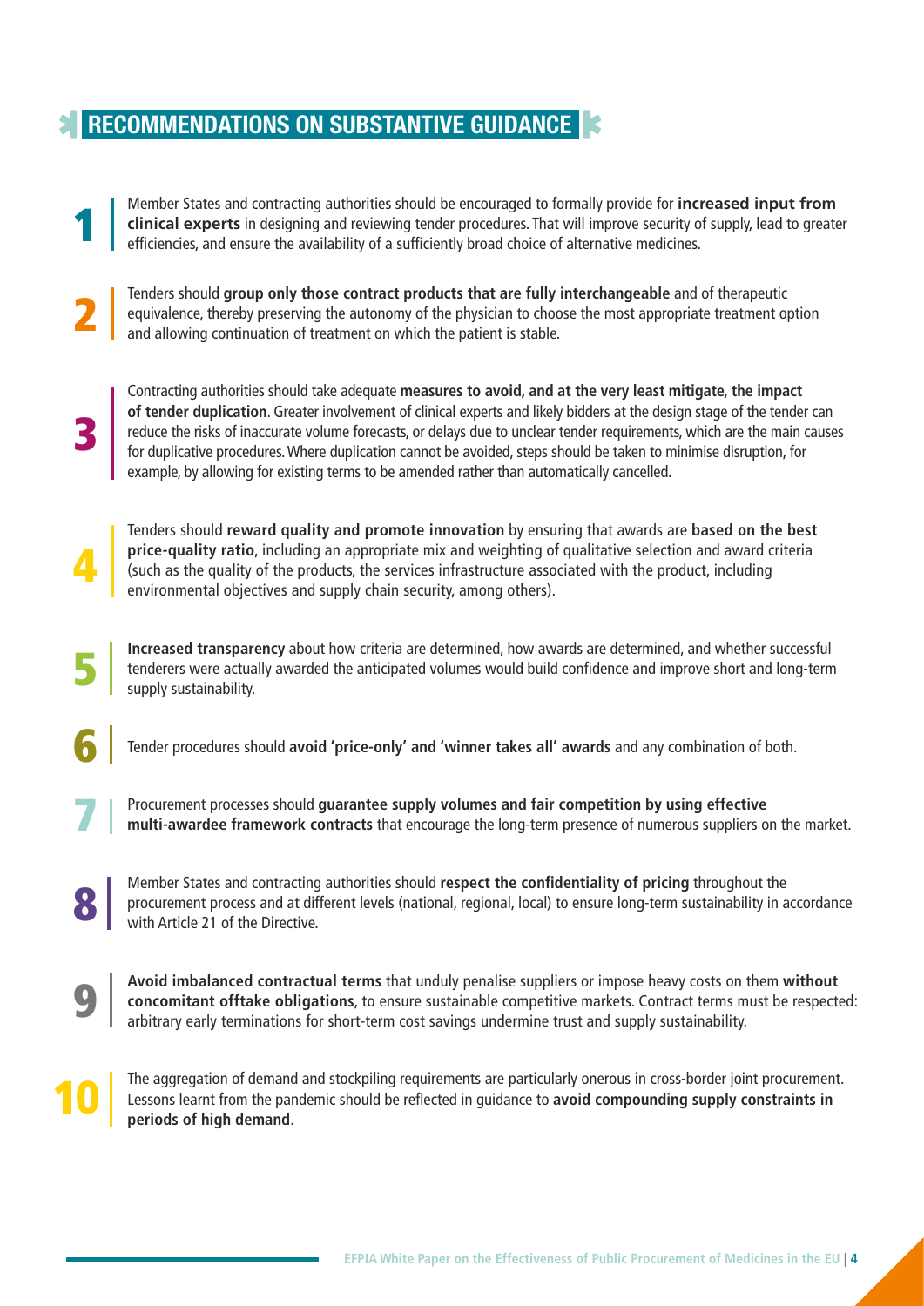## RECOMMENDATIONS ON SUBSTANTIVE GUIDANCE

1. Member States and contracting authorities should be encouraged to formally provide for **increased input from clinical experts** in designing and reviewing tender procedures. That will improve security of supply, lead to greater efficiencies, and ensure the availability of a sufficiently broad choice of alternative medicines.

2. Tenders should **group only those contract products that are fully interchangeable** and of therapeutic equivalence, thereby preserving the autonomy of the physician to choose the most appropriate treatment option and allowing continuation of treatment on which the patient is stable.

3. Contracting authorities should take adequate **measures to avoid, and at the very least mitigate, the impact of tender duplication**. Greater involvement of clinical experts and likely bidders at the design stage of the tender can reduce the risks of inaccurate volume forecasts, or delays due to unclear tender requirements, which are the main causes for duplicative procedures. Where duplication cannot be avoided, steps should be taken to minimise disruption, for example, by allowing for existing terms to be amended rather than automatically cancelled.

4. Tenders should **reward quality and promote innovation** by ensuring that awards are **based on the best price-quality ratio**, including an appropriate mix and weighting of qualitative selection and award criteria (such as the quality of the products, the services infrastructure associated with the product, including environmental objectives and supply chain security, among others).

5. **Increased transparency** about how criteria are determined, how awards are determined, and whether successful tenderers were actually awarded the anticipated volumes would build confidence and improve short and long-term supply sustainability.

6. Tender procedures should **avoid 'price-only' and 'winner takes all' awards** and any combination of both.

7. Procurement processes should **guarantee supply volumes and fair competition by using effective multi-awardee framework contracts** that encourage the long-term presence of numerous suppliers on the market.

8. Member States and contracting authorities should **respect the confidentiality of pricing** throughout the procurement process and at different levels (national, regional, local) to ensure long-term sustainability in accordance with Article 21 of the Directive.

9. **Avoid imbalanced contractual terms** that unduly penalise suppliers or impose heavy costs on them **without concomitant offtake obligations**, to ensure sustainable competitive markets. Contract terms must be respected: arbitrary early terminations for short-term cost savings undermine trust and supply sustainability.

10. The aggregation of demand and stockpiling requirements are particularly onerous in cross-border joint procurement. Lessons learnt from the pandemic should be reflected in guidance to **avoid compounding supply constraints in periods of high demand**.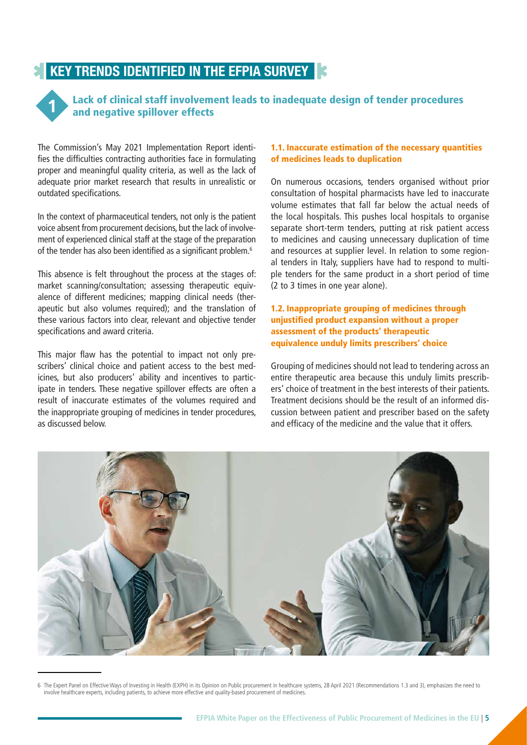# KEY TRENDS IDENTIFIED IN THE EFPIA SURVEY

## 1 Lack of clinical staff involvement leads to inadequate design of tender procedures and negative spillover effects

The Commission's May 2021 Implementation Report identifies the difficulties contracting authorities face in formulating proper and meaningful quality criteria, as well as the lack of adequate prior market research that results in unrealistic or outdated specifications.

In the context of pharmaceutical tenders, not only is the patient voice absent from procurement decisions, but the lack of involvement of experienced clinical staff at the stage of the preparation of the tender has also been identified as a significant problem.[6]

This absence is felt throughout the process at the stages of: market scanning/consultation; assessing therapeutic equivalence of different medicines; mapping clinical needs (therapeutic but also volumes required); and the translation of these various factors into clear, relevant and objective tender specifications and award criteria.

This major flaw has the potential to impact not only prescribers' clinical choice and patient access to the best medicines, but also producers' ability and incentives to participate in tenders. These negative spillover effects are often a result of inaccurate estimates of the volumes required and the inappropriate grouping of medicines in tender procedures, as discussed below.

### 1.1. Inaccurate estimation of the necessary quantities of medicines leads to duplication

On numerous occasions, tenders organised without prior consultation of hospital pharmacists have led to inaccurate volume estimates that fall far below the actual needs of the local hospitals. This pushes local hospitals to organise separate short-term tenders, putting at risk patient access to medicines and causing unnecessary duplication of time and resources at supplier level. In relation to some regional tenders in Italy, suppliers have had to respond to multiple tenders for the same product in a short period of time (2 to 3 times in one year alone).

### 1.2. Inappropriate grouping of medicines through unjustified product expansion without a proper assessment of the products' therapeutic equivalence unduly limits prescribers' choice

Grouping of medicines should not lead to tendering across an entire therapeutic area because this unduly limits prescribers' choice of treatment in the best interests of their patients. Treatment decisions should be the result of an informed discussion between patient and prescriber based on the safety and efficacy of the medicine and the value that it offers.

---

6 The Expert Panel on Effective Ways of Investing in Health (EXPH) in its Opinion on Public procurement in healthcare systems, 28 April 2021 (Recommendations 1.3 and 3), emphasizes the need to involve healthcare experts, including patients, to achieve more effective and quality-based procurement of medicines.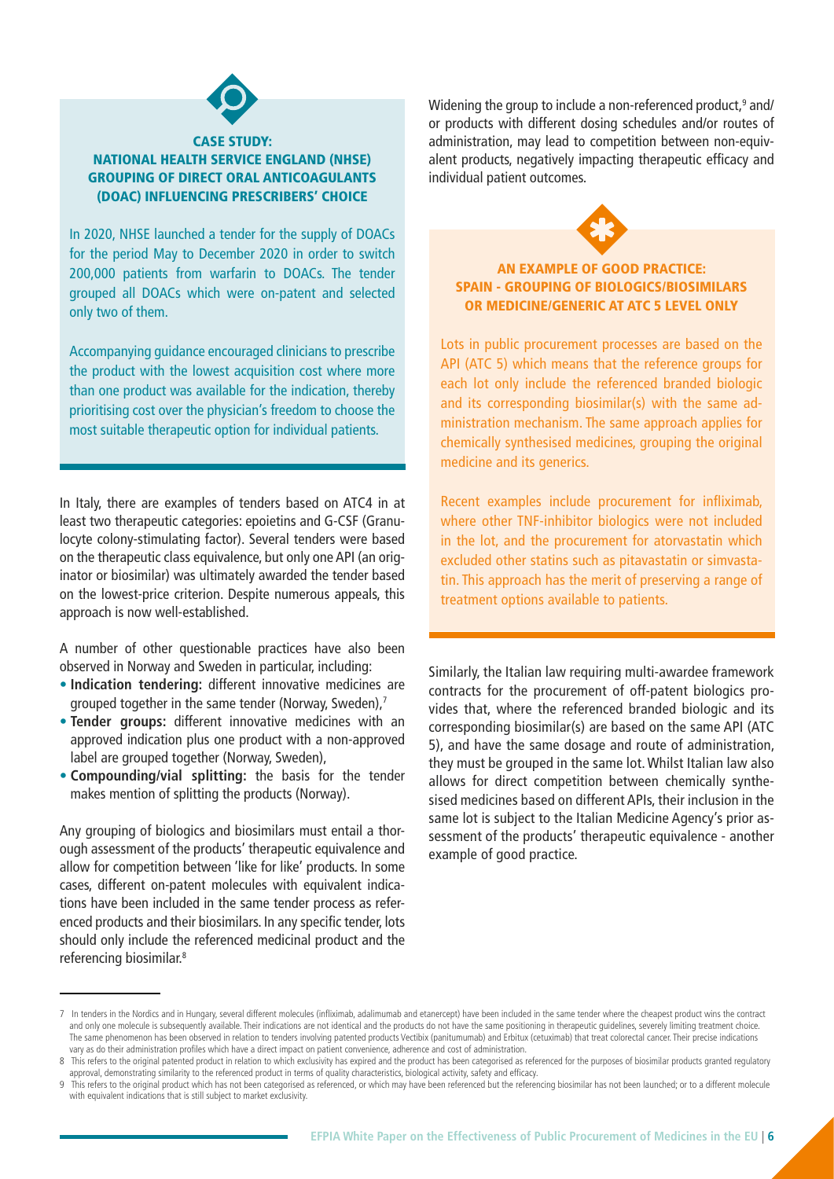### CASE STUDY: NATIONAL HEALTH SERVICE ENGLAND (NHSE) GROUPING OF DIRECT ORAL ANTICOAGULANTS (DOAC) INFLUENCING PRESCRIBERS' CHOICE

In 2020, NHSE launched a tender for the supply of DOACs for the period May to December 2020 in order to switch 200,000 patients from warfarin to DOACs. The tender grouped all DOACs which were on-patent and selected only two of them.

Accompanying guidance encouraged clinicians to prescribe the product with the lowest acquisition cost where more than one product was available for the indication, thereby prioritising cost over the physician's freedom to choose the most suitable therapeutic option for individual patients.

In Italy, there are examples of tenders based on ATC4 in at least two therapeutic categories: epoietins and G-CSF (Granulocyte colony-stimulating factor). Several tenders were based on the therapeutic class equivalence, but only one API (an originator or biosimilar) was ultimately awarded the tender based on the lowest-price criterion. Despite numerous appeals, this approach is now well-established.

A number of other questionable practices have also been observed in Norway and Sweden in particular, including:

- **Indication tendering:** different innovative medicines are grouped together in the same tender (Norway, Sweden),[7]
- **Tender groups:** different innovative medicines with an approved indication plus one product with a non-approved label are grouped together (Norway, Sweden),
- **Compounding/vial splitting:** the basis for the tender makes mention of splitting the products (Norway).

Any grouping of biologics and biosimilars must entail a thorough assessment of the products' therapeutic equivalence and allow for competition between 'like for like' products. In some cases, different on-patent molecules with equivalent indications have been included in the same tender process as referenced products and their biosimilars. In any specific tender, lots should only include the referenced medicinal product and the referencing biosimilar.[8]

Widening the group to include a non-referenced product,[9] and/or products with different dosing schedules and/or routes of administration, may lead to competition between non-equivalent products, negatively impacting therapeutic efficacy and individual patient outcomes.

### AN EXAMPLE OF GOOD PRACTICE: SPAIN - GROUPING OF BIOLOGICS/BIOSIMILARS OR MEDICINE/GENERIC AT ATC 5 LEVEL ONLY

Lots in public procurement processes are based on the API (ATC 5) which means that the reference groups for each lot only include the referenced branded biologic and its corresponding biosimilar(s) with the same administration mechanism. The same approach applies for chemically synthesised medicines, grouping the original medicine and its generics.

Recent examples include procurement for infliximab, where other TNF-inhibitor biologics were not included in the lot, and the procurement for atorvastatin which excluded other statins such as pitavastatin or simvastatin. This approach has the merit of preserving a range of treatment options available to patients.

Similarly, the Italian law requiring multi-awardee framework contracts for the procurement of off-patent biologics provides that, where the referenced branded biologic and its corresponding biosimilar(s) are based on the same API (ATC 5), and have the same dosage and route of administration, they must be grouped in the same lot. Whilst Italian law also allows for direct competition between chemically synthesised medicines based on different APIs, their inclusion in the same lot is subject to the Italian Medicine Agency's prior assessment of the products' therapeutic equivalence - another example of good practice.

---

7 In tenders in the Nordics and in Hungary, several different molecules (infliximab, adalimumab and etanercept) have been included in the same tender where the cheapest product wins the contract and only one molecule is subsequently available. Their indications are not identical and the products do not have the same positioning in therapeutic guidelines, severely limiting treatment choice. The same phenomenon has been observed in relation to tenders involving patented products Vectibix (panitumumab) and Erbitux (cetuximab) that treat colorectal cancer. Their precise indications vary as do their administration profiles which have a direct impact on patient convenience, adherence and cost of administration.

8 This refers to the original patented product in relation to which exclusivity has expired and the product has been categorised as referenced for the purposes of biosimilar products granted regulatory approval, demonstrating similarity to the referenced product in terms of quality characteristics, biological activity, safety and efficacy.

9 This refers to the original product which has not been categorised as referenced, or which may have been referenced but the referencing biosimilar has not been launched; or to a different molecule with equivalent indications that is still subject to market exclusivity.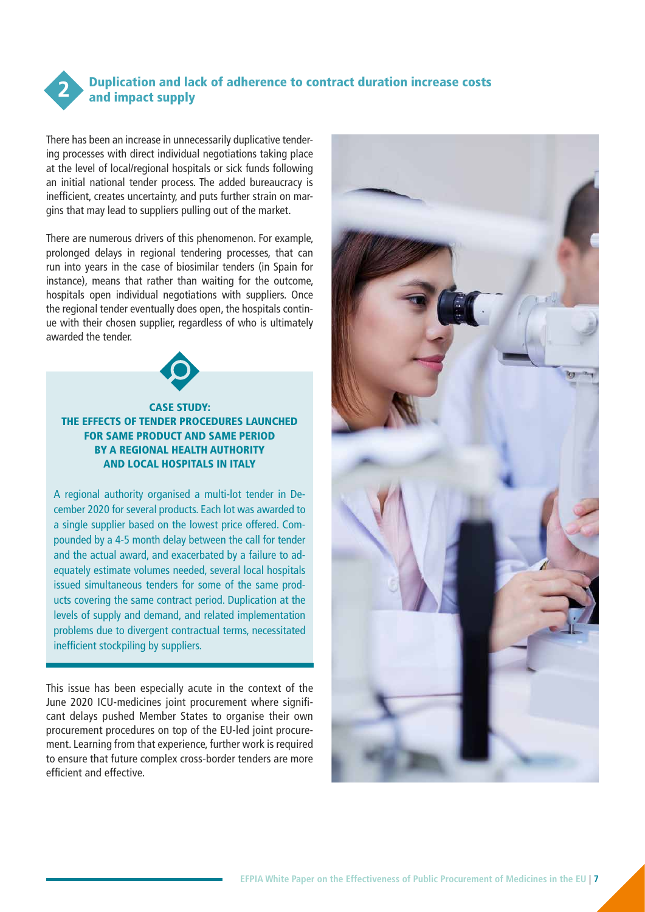## 2 Duplication and lack of adherence to contract duration increase costs and impact supply

There has been an increase in unnecessarily duplicative tendering processes with direct individual negotiations taking place at the level of local/regional hospitals or sick funds following an initial national tender process. The added bureaucracy is inefficient, creates uncertainty, and puts further strain on margins that may lead to suppliers pulling out of the market.

There are numerous drivers of this phenomenon. For example, prolonged delays in regional tendering processes, that can run into years in the case of biosimilar tenders (in Spain for instance), means that rather than waiting for the outcome, hospitals open individual negotiations with suppliers. Once the regional tender eventually does open, the hospitals continue with their chosen supplier, regardless of who is ultimately awarded the tender.

### CASE STUDY: THE EFFECTS OF TENDER PROCEDURES LAUNCHED FOR SAME PRODUCT AND SAME PERIOD BY A REGIONAL HEALTH AUTHORITY AND LOCAL HOSPITALS IN ITALY

A regional authority organised a multi-lot tender in December 2020 for several products. Each lot was awarded to a single supplier based on the lowest price offered. Compounded by a 4-5 month delay between the call for tender and the actual award, and exacerbated by a failure to adequately estimate volumes needed, several local hospitals issued simultaneous tenders for some of the same products covering the same contract period. Duplication at the levels of supply and demand, and related implementation problems due to divergent contractual terms, necessitated inefficient stockpiling by suppliers.

This issue has been especially acute in the context of the June 2020 ICU-medicines joint procurement where significant delays pushed Member States to organise their own procurement procedures on top of the EU-led joint procurement. Learning from that experience, further work is required to ensure that future complex cross-border tenders are more efficient and effective.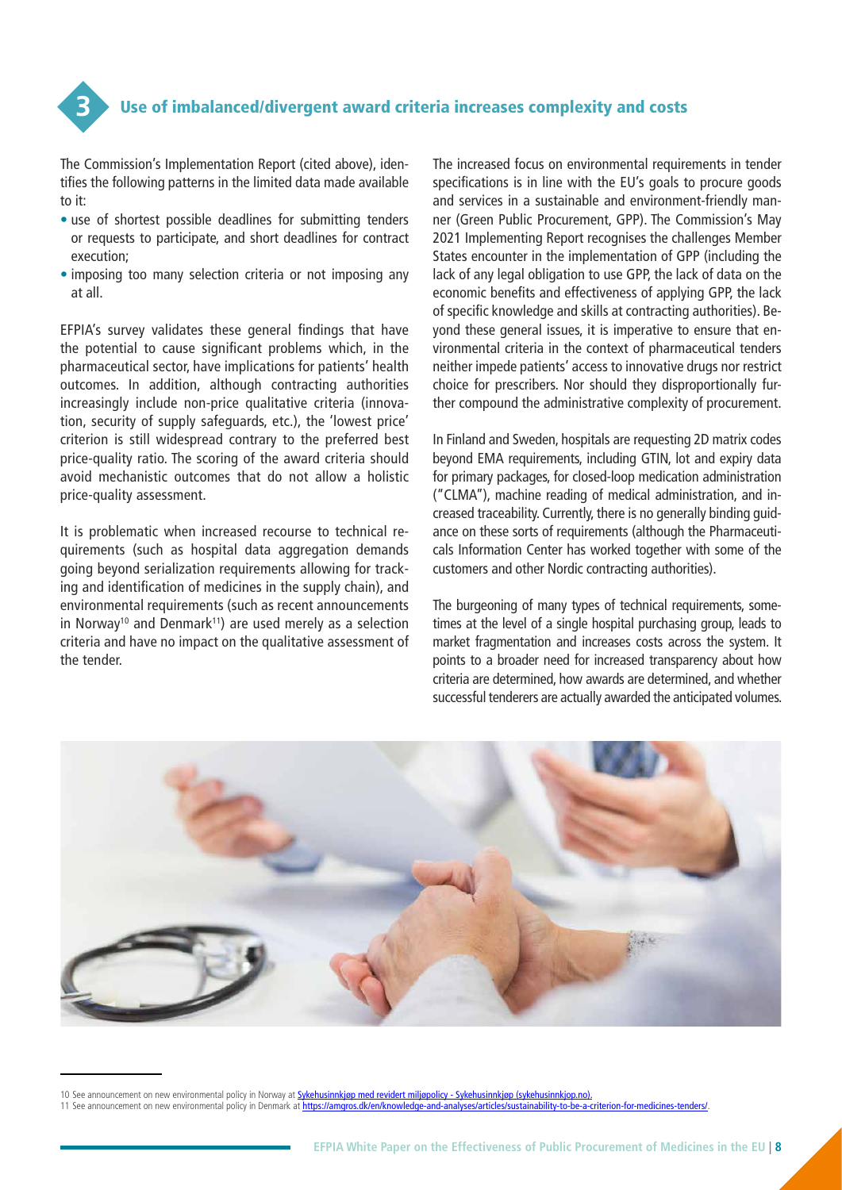## 3 Use of imbalanced/divergent award criteria increases complexity and costs

The Commission's Implementation Report (cited above), identifies the following patterns in the limited data made available to it:

- use of shortest possible deadlines for submitting tenders or requests to participate, and short deadlines for contract execution;
- imposing too many selection criteria or not imposing any at all.

EFPIA's survey validates these general findings that have the potential to cause significant problems which, in the pharmaceutical sector, have implications for patients' health outcomes. In addition, although contracting authorities increasingly include non-price qualitative criteria (innovation, security of supply safeguards, etc.), the 'lowest price' criterion is still widespread contrary to the preferred best price-quality ratio. The scoring of the award criteria should avoid mechanistic outcomes that do not allow a holistic price-quality assessment.

It is problematic when increased recourse to technical requirements (such as hospital data aggregation demands going beyond serialization requirements allowing for tracking and identification of medicines in the supply chain), and environmental requirements (such as recent announcements in Norway[10] and Denmark[11]) are used merely as a selection criteria and have no impact on the qualitative assessment of the tender.

The increased focus on environmental requirements in tender specifications is in line with the EU's goals to procure goods and services in a sustainable and environment-friendly manner (Green Public Procurement, GPP). The Commission's May 2021 Implementing Report recognises the challenges Member States encounter in the implementation of GPP (including the lack of any legal obligation to use GPP, the lack of data on the economic benefits and effectiveness of applying GPP, the lack of specific knowledge and skills at contracting authorities). Beyond these general issues, it is imperative to ensure that environmental criteria in the context of pharmaceutical tenders neither impede patients' access to innovative drugs nor restrict choice for prescribers. Nor should they disproportionally further compound the administrative complexity of procurement.

In Finland and Sweden, hospitals are requesting 2D matrix codes beyond EMA requirements, including GTIN, lot and expiry data for primary packages, for closed-loop medication administration ("CLMA"), machine reading of medical administration, and increased traceability. Currently, there is no generally binding guidance on these sorts of requirements (although the Pharmaceuticals Information Center has worked together with some of the customers and other Nordic contracting authorities).

The burgeoning of many types of technical requirements, sometimes at the level of a single hospital purchasing group, leads to market fragmentation and increases costs across the system. It points to a broader need for increased transparency about how criteria are determined, how awards are determined, and whether successful tenderers are actually awarded the anticipated volumes.

---

10 See announcement on new environmental policy in Norway at Sykehusinnkjøp med revidert miljøpolicy - Sykehusinnkjøp (sykehusinnkjop.no).

11 See announcement on new environmental policy in Denmark at https://amgros.dk/en/knowledge-and-analyses/articles/sustainability-to-be-a-criterion-for-medicines-tenders/.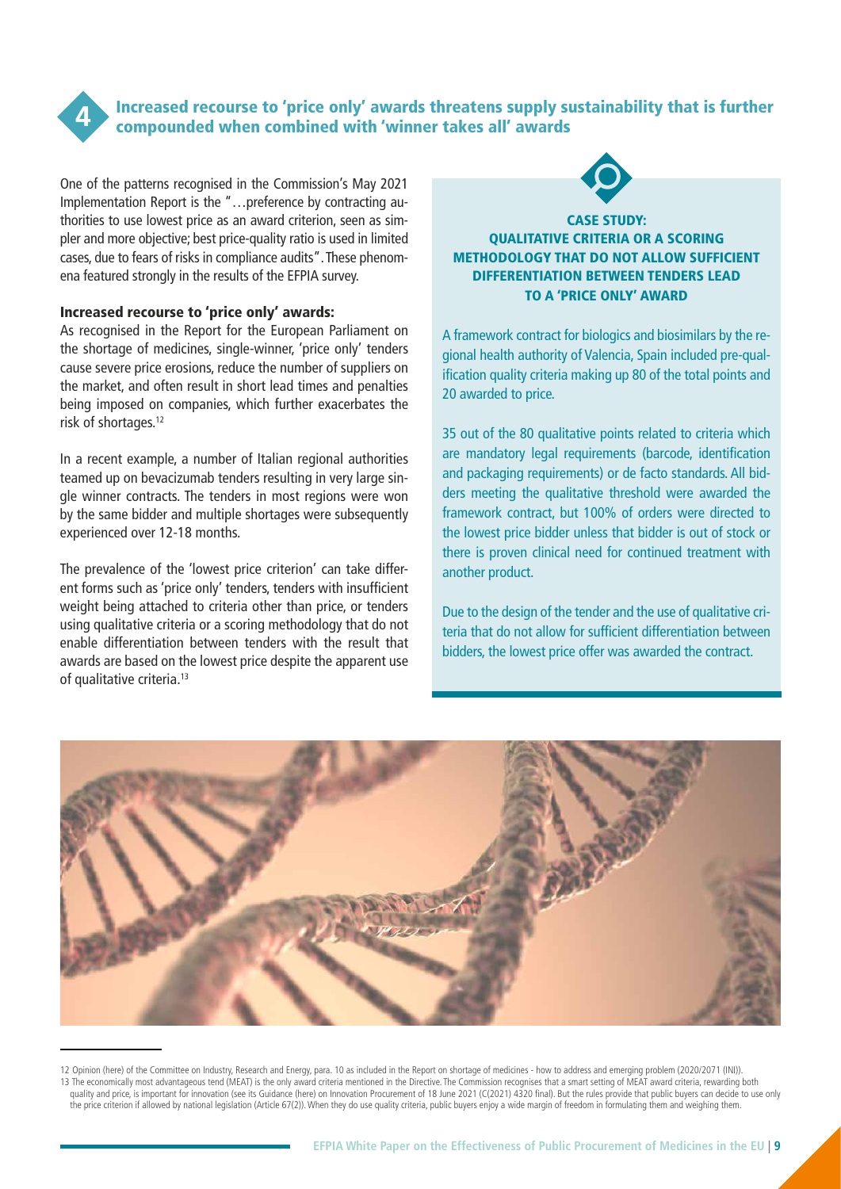## 4 Increased recourse to 'price only' awards threatens supply sustainability that is further compounded when combined with 'winner takes all' awards

One of the patterns recognised in the Commission's May 2021 Implementation Report is the "…preference by contracting authorities to use lowest price as an award criterion, seen as simpler and more objective; best price-quality ratio is used in limited cases, due to fears of risks in compliance audits". These phenomena featured strongly in the results of the EFPIA survey.

### Increased recourse to 'price only' awards:

As recognised in the Report for the European Parliament on the shortage of medicines, single-winner, 'price only' tenders cause severe price erosions, reduce the number of suppliers on the market, and often result in short lead times and penalties being imposed on companies, which further exacerbates the risk of shortages.[12]

In a recent example, a number of Italian regional authorities teamed up on bevacizumab tenders resulting in very large single winner contracts. The tenders in most regions were won by the same bidder and multiple shortages were subsequently experienced over 12-18 months.

The prevalence of the 'lowest price criterion' can take different forms such as 'price only' tenders, tenders with insufficient weight being attached to criteria other than price, or tenders using qualitative criteria or a scoring methodology that do not enable differentiation between tenders with the result that awards are based on the lowest price despite the apparent use of qualitative criteria.[13]

### CASE STUDY: QUALITATIVE CRITERIA OR A SCORING METHODOLOGY THAT DO NOT ALLOW SUFFICIENT DIFFERENTIATION BETWEEN TENDERS LEAD TO A 'PRICE ONLY' AWARD

A framework contract for biologics and biosimilars by the regional health authority of Valencia, Spain included pre-qualification quality criteria making up 80 of the total points and 20 awarded to price.

35 out of the 80 qualitative points related to criteria which are mandatory legal requirements (barcode, identification and packaging requirements) or de facto standards. All bidders meeting the qualitative threshold were awarded the framework contract, but 100% of orders were directed to the lowest price bidder unless that bidder is out of stock or there is proven clinical need for continued treatment with another product.

Due to the design of the tender and the use of qualitative criteria that do not allow for sufficient differentiation between bidders, the lowest price offer was awarded the contract.

---

12 Opinion (here) of the Committee on Industry, Research and Energy, para. 10 as included in the Report on shortage of medicines - how to address and emerging problem (2020/2071 (INI)).

13 The economically most advantageous tend (MEAT) is the only award criteria mentioned in the Directive. The Commission recognises that a smart setting of MEAT award criteria, rewarding both quality and price, is important for innovation (see its Guidance (here) on Innovation Procurement of 18 June 2021 (C(2021) 4320 final). But the rules provide that public buyers can decide to use only the price criterion if allowed by national legislation (Article 67(2)). When they do use quality criteria, public buyers enjoy a wide margin of freedom in formulating them and weighing them.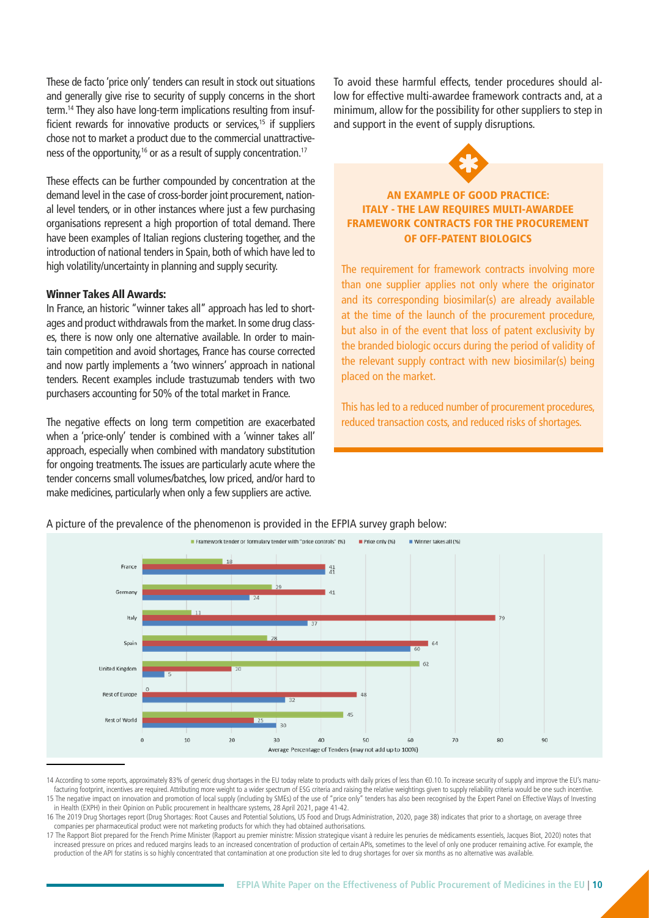These de facto 'price only' tenders can result in stock out situations and generally give rise to security of supply concerns in the short term.[14] They also have long-term implications resulting from insufficient rewards for innovative products or services,[15] if suppliers chose not to market a product due to the commercial unattractiveness of the opportunity,[16] or as a result of supply concentration.[17]

These effects can be further compounded by concentration at the demand level in the case of cross-border joint procurement, national level tenders, or in other instances where just a few purchasing organisations represent a high proportion of total demand. There have been examples of Italian regions clustering together, and the introduction of national tenders in Spain, both of which have led to high volatility/uncertainty in planning and supply security.

#### Winner Takes All Awards:

In France, an historic "winner takes all" approach has led to shortages and product withdrawals from the market. In some drug classes, there is now only one alternative available. In order to maintain competition and avoid shortages, France has course corrected and now partly implements a 'two winners' approach in national tenders. Recent examples include trastuzumab tenders with two purchasers accounting for 50% of the total market in France.

The negative effects on long term competition are exacerbated when a 'price-only' tender is combined with a 'winner takes all' approach, especially when combined with mandatory substitution for ongoing treatments. The issues are particularly acute where the tender concerns small volumes/batches, low priced, and/or hard to make medicines, particularly when only a few suppliers are active.

To avoid these harmful effects, tender procedures should allow for effective multi-awardee framework contracts and, at a minimum, allow for the possibility for other suppliers to step in and support in the event of supply disruptions.

### AN EXAMPLE OF GOOD PRACTICE: ITALY - THE LAW REQUIRES MULTI-AWARDEE FRAMEWORK CONTRACTS FOR THE PROCUREMENT OF OFF-PATENT BIOLOGICS

The requirement for framework contracts involving more than one supplier applies not only where the originator and its corresponding biosimilar(s) are already available at the time of the launch of the procurement procedure, but also in of the event that loss of patent exclusivity by the branded biologic occurs during the period of validity of the relevant supply contract with new biosimilar(s) being placed on the market.

This has led to a reduced number of procurement procedures, reduced transaction costs, and reduced risks of shortages.

A picture of the prevalence of the phenomenon is provided in the EFPIA survey graph below:

| | Framework tender or formulary tender with "price controls" (%) | Price only (%) | Winner takes all (%) |
|---|---|---|---|
| France | 18 | 41 | 41 |
| Germany | 29 | 41 | 24 |
| Italy | 11 | 79 | 37 |
| Spain | 28 | 64 | 60 |
| United Kingdom | 62 | 20 | 5 |
| Rest of Europe | 0 | 48 | 32 |
| Rest of World | 45 | 25 | 30 |

Average Percentage of Tenders (may not add up to 100%)

---

14 According to some reports, approximately 83% of generic drug shortages in the EU today relate to products with daily prices of less than €0.10. To increase security of supply and improve the EU's manufacturing footprint, incentives are required. Attributing more weight to a wider spectrum of ESG criteria and raising the relative weightings given to supply reliability criteria would be one such incentive.

15 The negative impact on innovation and promotion of local supply (including by SMEs) of the use of "price only" tenders has also been recognised by the Expert Panel on Effective Ways of Investing in Health (EXPH) in their Opinion on Public procurement in healthcare systems, 28 April 2021, page 41-42.

16 The 2019 Drug Shortages report (Drug Shortages: Root Causes and Potential Solutions, US Food and Drugs Administration, 2020, page 38) indicates that prior to a shortage, on average three companies per pharmaceutical product were not marketing products for which they had obtained authorisations.

17 The Rapport Biot prepared for the French Prime Minister (Rapport au premier ministre: Mission strategique visant à reduire les penuries de médicaments essentiels, Jacques Biot, 2020) notes that increased pressure on prices and reduced margins leads to an increased concentration of production of certain APIs, sometimes to the level of only one producer remaining active. For example, the production of the API for statins is so highly concentrated that contamination at one production site led to drug shortages for over six months as no alternative was available.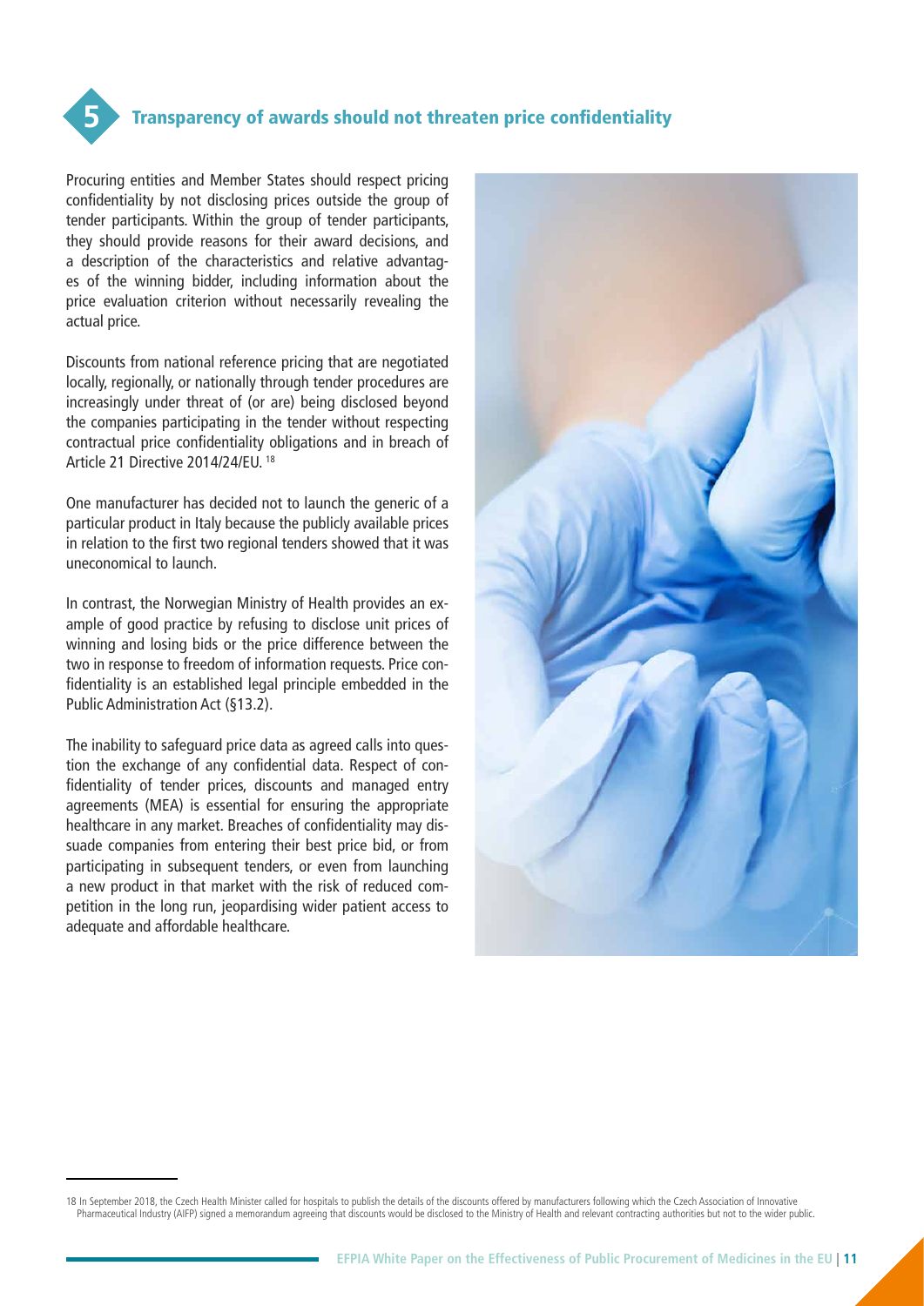## 5 Transparency of awards should not threaten price confidentiality

Procuring entities and Member States should respect pricing confidentiality by not disclosing prices outside the group of tender participants. Within the group of tender participants, they should provide reasons for their award decisions, and a description of the characteristics and relative advantages of the winning bidder, including information about the price evaluation criterion without necessarily revealing the actual price.

Discounts from national reference pricing that are negotiated locally, regionally, or nationally through tender procedures are increasingly under threat of (or are) being disclosed beyond the companies participating in the tender without respecting contractual price confidentiality obligations and in breach of Article 21 Directive 2014/24/EU. [18]

One manufacturer has decided not to launch the generic of a particular product in Italy because the publicly available prices in relation to the first two regional tenders showed that it was uneconomical to launch.

In contrast, the Norwegian Ministry of Health provides an example of good practice by refusing to disclose unit prices of winning and losing bids or the price difference between the two in response to freedom of information requests. Price confidentiality is an established legal principle embedded in the Public Administration Act (§13.2).

The inability to safeguard price data as agreed calls into question the exchange of any confidential data. Respect of confidentiality of tender prices, discounts and managed entry agreements (MEA) is essential for ensuring the appropriate healthcare in any market. Breaches of confidentiality may dissuade companies from entering their best price bid, or from participating in subsequent tenders, or even from launching a new product in that market with the risk of reduced competition in the long run, jeopardising wider patient access to adequate and affordable healthcare.

---

18 In September 2018, the Czech Health Minister called for hospitals to publish the details of the discounts offered by manufacturers following which the Czech Association of Innovative Pharmaceutical Industry (AIFP) signed a memorandum agreeing that discounts would be disclosed to the Ministry of Health and relevant contracting authorities but not to the wider public.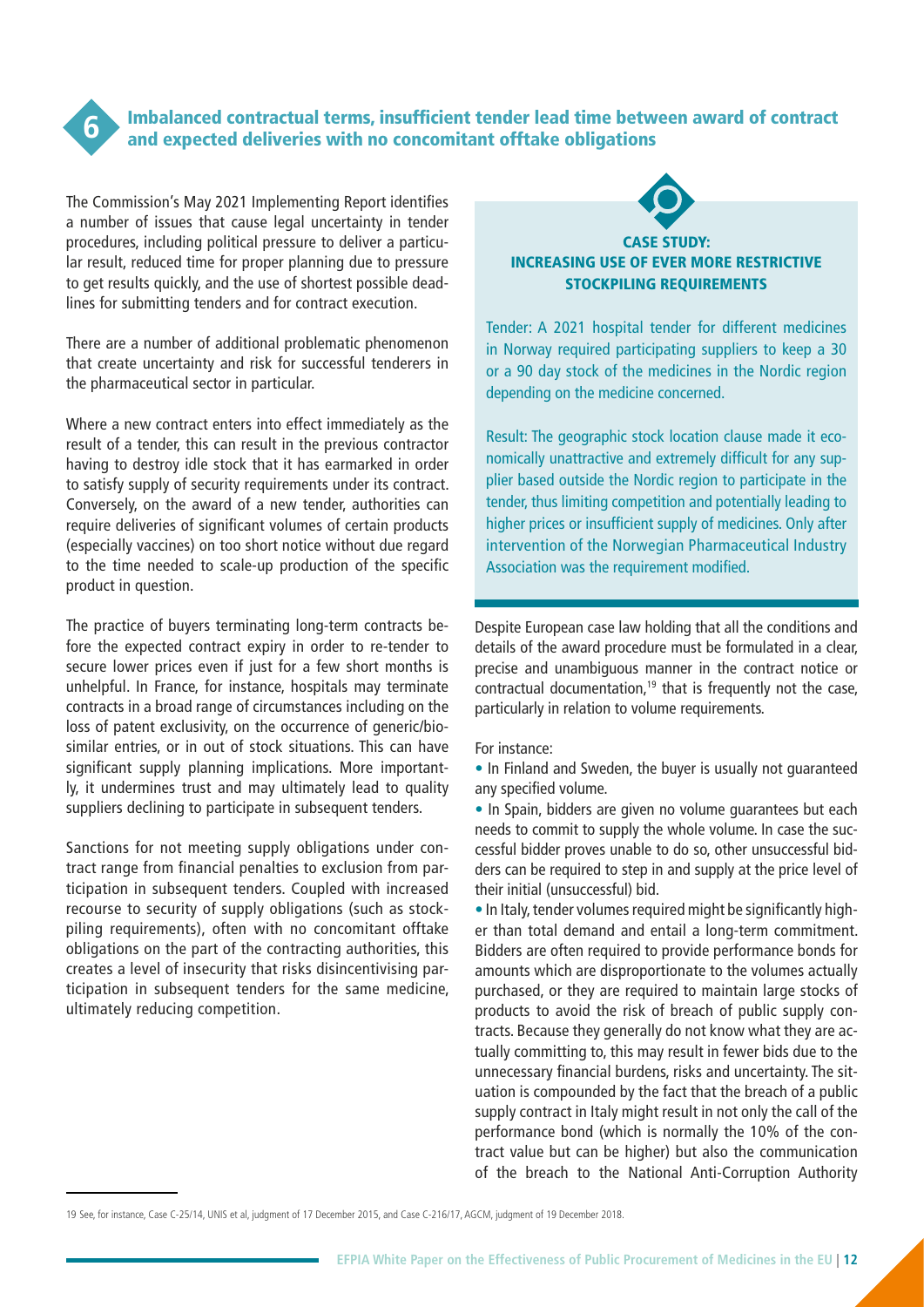## 6 Imbalanced contractual terms, insufficient tender lead time between award of contract and expected deliveries with no concomitant offtake obligations

The Commission's May 2021 Implementing Report identifies a number of issues that cause legal uncertainty in tender procedures, including political pressure to deliver a particular result, reduced time for proper planning due to pressure to get results quickly, and the use of shortest possible deadlines for submitting tenders and for contract execution.

There are a number of additional problematic phenomenon that create uncertainty and risk for successful tenderers in the pharmaceutical sector in particular.

Where a new contract enters into effect immediately as the result of a tender, this can result in the previous contractor having to destroy idle stock that it has earmarked in order to satisfy supply of security requirements under its contract. Conversely, on the award of a new tender, authorities can require deliveries of significant volumes of certain products (especially vaccines) on too short notice without due regard to the time needed to scale-up production of the specific product in question.

The practice of buyers terminating long-term contracts before the expected contract expiry in order to re-tender to secure lower prices even if just for a few short months is unhelpful. In France, for instance, hospitals may terminate contracts in a broad range of circumstances including on the loss of patent exclusivity, on the occurrence of generic/biosimilar entries, or in out of stock situations. This can have significant supply planning implications. More importantly, it undermines trust and may ultimately lead to quality suppliers declining to participate in subsequent tenders.

Sanctions for not meeting supply obligations under contract range from financial penalties to exclusion from participation in subsequent tenders. Coupled with increased recourse to security of supply obligations (such as stockpiling requirements), often with no concomitant offtake obligations on the part of the contracting authorities, this creates a level of insecurity that risks disincentivising participation in subsequent tenders for the same medicine, ultimately reducing competition.

### CASE STUDY: INCREASING USE OF EVER MORE RESTRICTIVE STOCKPILING REQUIREMENTS

Tender: A 2021 hospital tender for different medicines in Norway required participating suppliers to keep a 30 or a 90 day stock of the medicines in the Nordic region depending on the medicine concerned.

Result: The geographic stock location clause made it economically unattractive and extremely difficult for any supplier based outside the Nordic region to participate in the tender, thus limiting competition and potentially leading to higher prices or insufficient supply of medicines. Only after intervention of the Norwegian Pharmaceutical Industry Association was the requirement modified.

Despite European case law holding that all the conditions and details of the award procedure must be formulated in a clear, precise and unambiguous manner in the contract notice or contractual documentation,[19] that is frequently not the case, particularly in relation to volume requirements.

For instance:

- In Finland and Sweden, the buyer is usually not guaranteed any specified volume.
- In Spain, bidders are given no volume guarantees but each needs to commit to supply the whole volume. In case the successful bidder proves unable to do so, other unsuccessful bidders can be required to step in and supply at the price level of their initial (unsuccessful) bid.
- In Italy, tender volumes required might be significantly higher than total demand and entail a long-term commitment. Bidders are often required to provide performance bonds for amounts which are disproportionate to the volumes actually purchased, or they are required to maintain large stocks of products to avoid the risk of breach of public supply contracts. Because they generally do not know what they are actually committing to, this may result in fewer bids due to the unnecessary financial burdens, risks and uncertainty. The situation is compounded by the fact that the breach of a public supply contract in Italy might result in not only the call of the performance bond (which is normally the 10% of the contract value but can be higher) but also the communication of the breach to the National Anti-Corruption Authority

---

19 See, for instance, Case C-25/14, UNIS et al, judgment of 17 December 2015, and Case C-216/17, AGCM, judgment of 19 December 2018.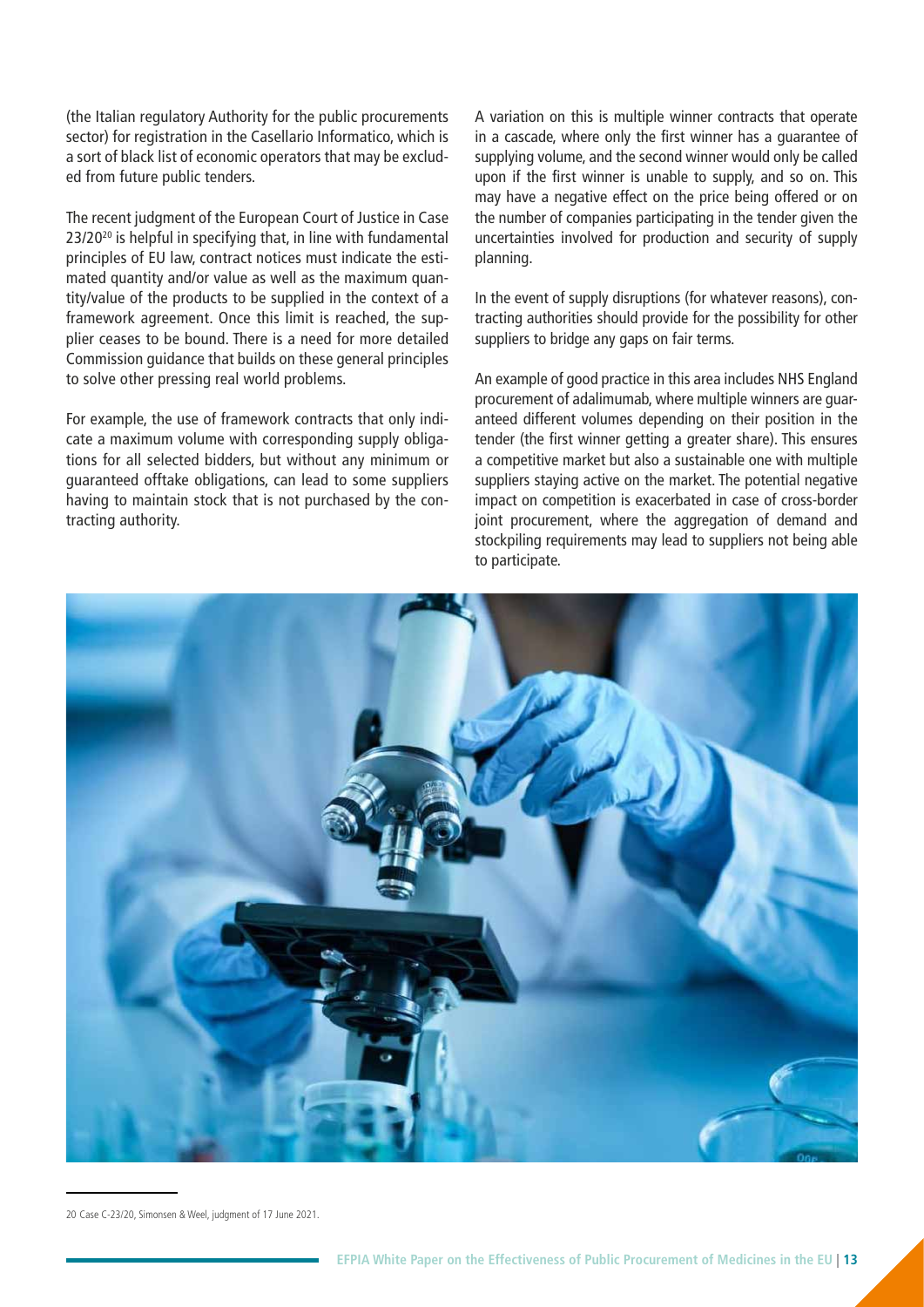(the Italian regulatory Authority for the public procurements sector) for registration in the Casellario Informatico, which is a sort of black list of economic operators that may be excluded from future public tenders.

The recent judgment of the European Court of Justice in Case 23/20[20] is helpful in specifying that, in line with fundamental principles of EU law, contract notices must indicate the estimated quantity and/or value as well as the maximum quantity/value of the products to be supplied in the context of a framework agreement. Once this limit is reached, the supplier ceases to be bound. There is a need for more detailed Commission guidance that builds on these general principles to solve other pressing real world problems.

For example, the use of framework contracts that only indicate a maximum volume with corresponding supply obligations for all selected bidders, but without any minimum or guaranteed offtake obligations, can lead to some suppliers having to maintain stock that is not purchased by the contracting authority.

A variation on this is multiple winner contracts that operate in a cascade, where only the first winner has a guarantee of supplying volume, and the second winner would only be called upon if the first winner is unable to supply, and so on. This may have a negative effect on the price being offered or on the number of companies participating in the tender given the uncertainties involved for production and security of supply planning.

In the event of supply disruptions (for whatever reasons), contracting authorities should provide for the possibility for other suppliers to bridge any gaps on fair terms.

An example of good practice in this area includes NHS England procurement of adalimumab, where multiple winners are guaranteed different volumes depending on their position in the tender (the first winner getting a greater share). This ensures a competitive market but also a sustainable one with multiple suppliers staying active on the market. The potential negative impact on competition is exacerbated in case of cross-border joint procurement, where the aggregation of demand and stockpiling requirements may lead to suppliers not being able to participate.

20 Case C-23/20, Simonsen & Weel, judgment of 17 June 2021.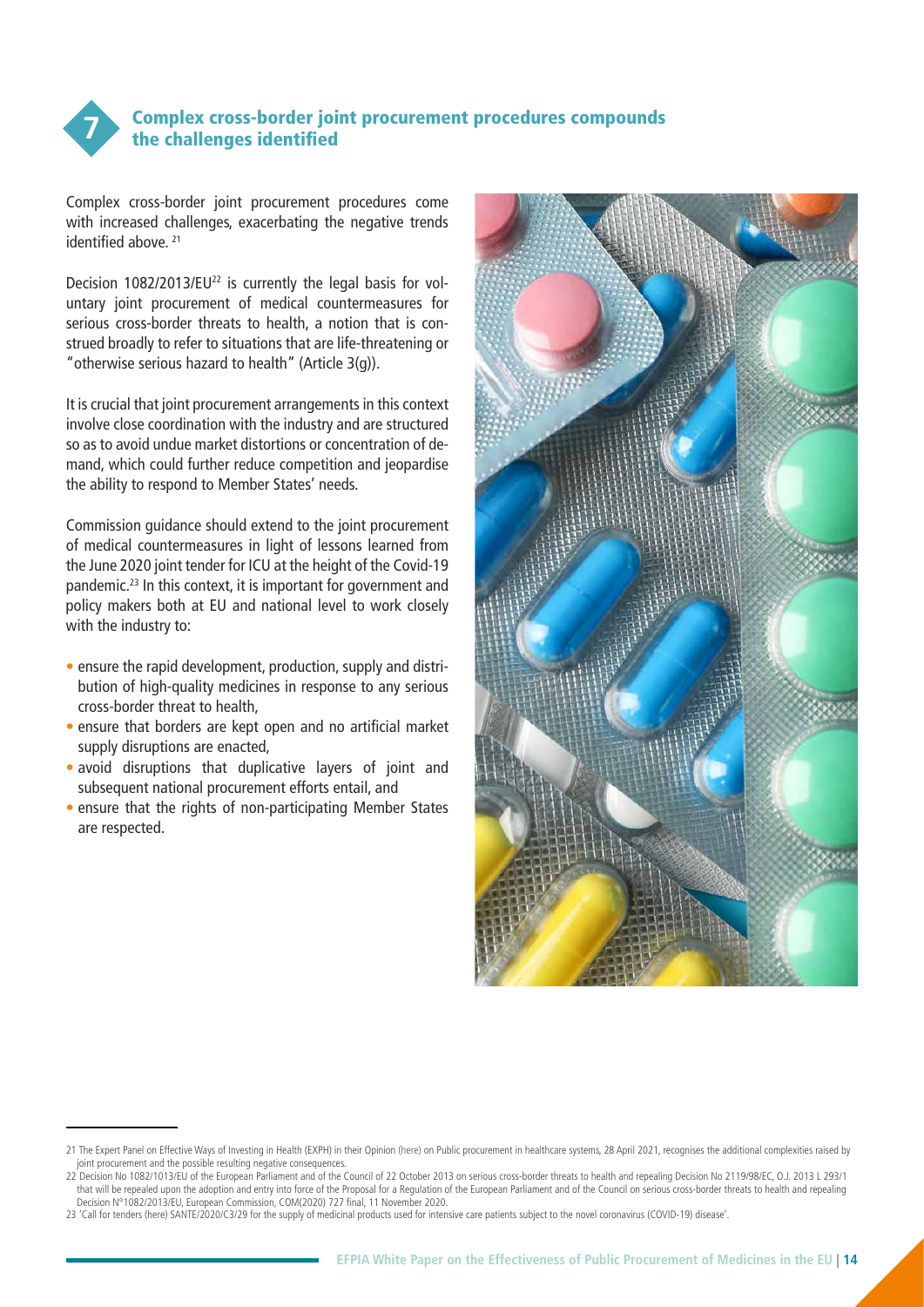## 7 Complex cross-border joint procurement procedures compounds the challenges identified

Complex cross-border joint procurement procedures come with increased challenges, exacerbating the negative trends identified above. [21]

Decision 1082/2013/EU[22] is currently the legal basis for voluntary joint procurement of medical countermeasures for serious cross-border threats to health, a notion that is construed broadly to refer to situations that are life-threatening or "otherwise serious hazard to health" (Article 3(g)).

It is crucial that joint procurement arrangements in this context involve close coordination with the industry and are structured so as to avoid undue market distortions or concentration of demand, which could further reduce competition and jeopardise the ability to respond to Member States' needs.

Commission guidance should extend to the joint procurement of medical countermeasures in light of lessons learned from the June 2020 joint tender for ICU at the height of the Covid-19 pandemic.[23] In this context, it is important for government and policy makers both at EU and national level to work closely with the industry to:

- ensure the rapid development, production, supply and distribution of high-quality medicines in response to any serious cross-border threat to health,
- ensure that borders are kept open and no artificial market supply disruptions are enacted,
- avoid disruptions that duplicative layers of joint and subsequent national procurement efforts entail, and
- ensure that the rights of non-participating Member States are respected.

---

21 The Expert Panel on Effective Ways of Investing in Health (EXPH) in their Opinion (here) on Public procurement in healthcare systems, 28 April 2021, recognises the additional complexities raised by joint procurement and the possible resulting negative consequences.

22 Decision No 1082/1013/EU of the European Parliament and of the Council of 22 October 2013 on serious cross-border threats to health and repealing Decision No 2119/98/EC, O.J. 2013 L 293/1 that will be repealed upon the adoption and entry into force of the Proposal for a Regulation of the European Parliament and of the Council on serious cross-border threats to health and repealing Decision N°1082/2013/EU, European Commission, COM(2020) 727 final, 11 November 2020.

23 'Call for tenders (here) SANTE/2020/C3/29 for the supply of medicinal products used for intensive care patients subject to the novel coronavirus (COVID-19) disease'.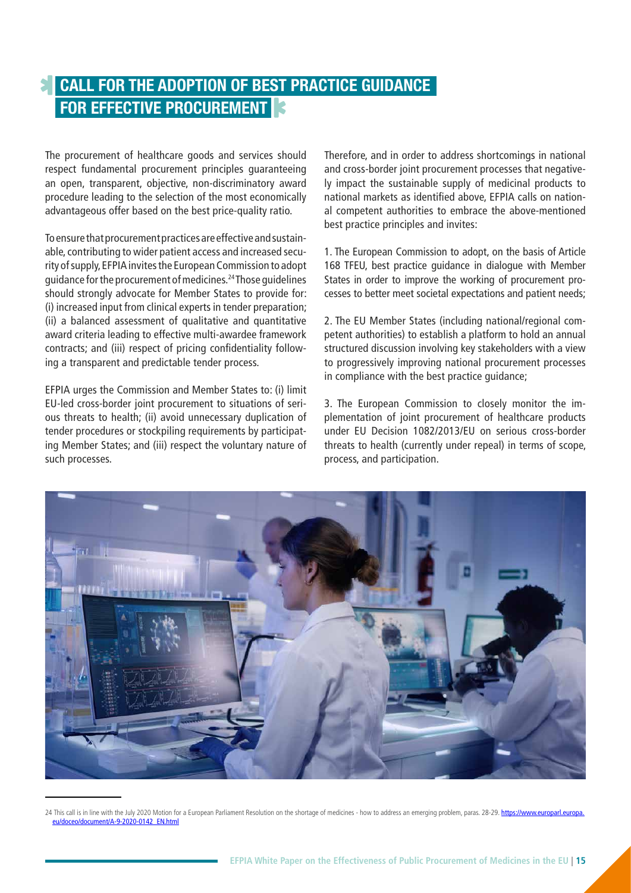## CALL FOR THE ADOPTION OF BEST PRACTICE GUIDANCE FOR EFFECTIVE PROCUREMENT

The procurement of healthcare goods and services should respect fundamental procurement principles guaranteeing an open, transparent, objective, non-discriminatory award procedure leading to the selection of the most economically advantageous offer based on the best price-quality ratio.

To ensure that procurement practices are effective and sustainable, contributing to wider patient access and increased security of supply, EFPIA invites the European Commission to adopt guidance for the procurement of medicines.[24] Those guidelines should strongly advocate for Member States to provide for: (i) increased input from clinical experts in tender preparation; (ii) a balanced assessment of qualitative and quantitative award criteria leading to effective multi-awardee framework contracts; and (iii) respect of pricing confidentiality following a transparent and predictable tender process.

EFPIA urges the Commission and Member States to: (i) limit EU-led cross-border joint procurement to situations of serious threats to health; (ii) avoid unnecessary duplication of tender procedures or stockpiling requirements by participating Member States; and (iii) respect the voluntary nature of such processes.

Therefore, and in order to address shortcomings in national and cross-border joint procurement processes that negatively impact the sustainable supply of medicinal products to national markets as identified above, EFPIA calls on national competent authorities to embrace the above-mentioned best practice principles and invites:

1. The European Commission to adopt, on the basis of Article 168 TFEU, best practice guidance in dialogue with Member States in order to improve the working of procurement processes to better meet societal expectations and patient needs;

2. The EU Member States (including national/regional competent authorities) to establish a platform to hold an annual structured discussion involving key stakeholders with a view to progressively improving national procurement processes in compliance with the best practice guidance;

3. The European Commission to closely monitor the implementation of joint procurement of healthcare products under EU Decision 1082/2013/EU on serious cross-border threats to health (currently under repeal) in terms of scope, process, and participation.

---

24 This call is in line with the July 2020 Motion for a European Parliament Resolution on the shortage of medicines - how to address an emerging problem, paras. 28-29. https://www.europarl.europa.eu/doceo/document/A-9-2020-0142_EN.html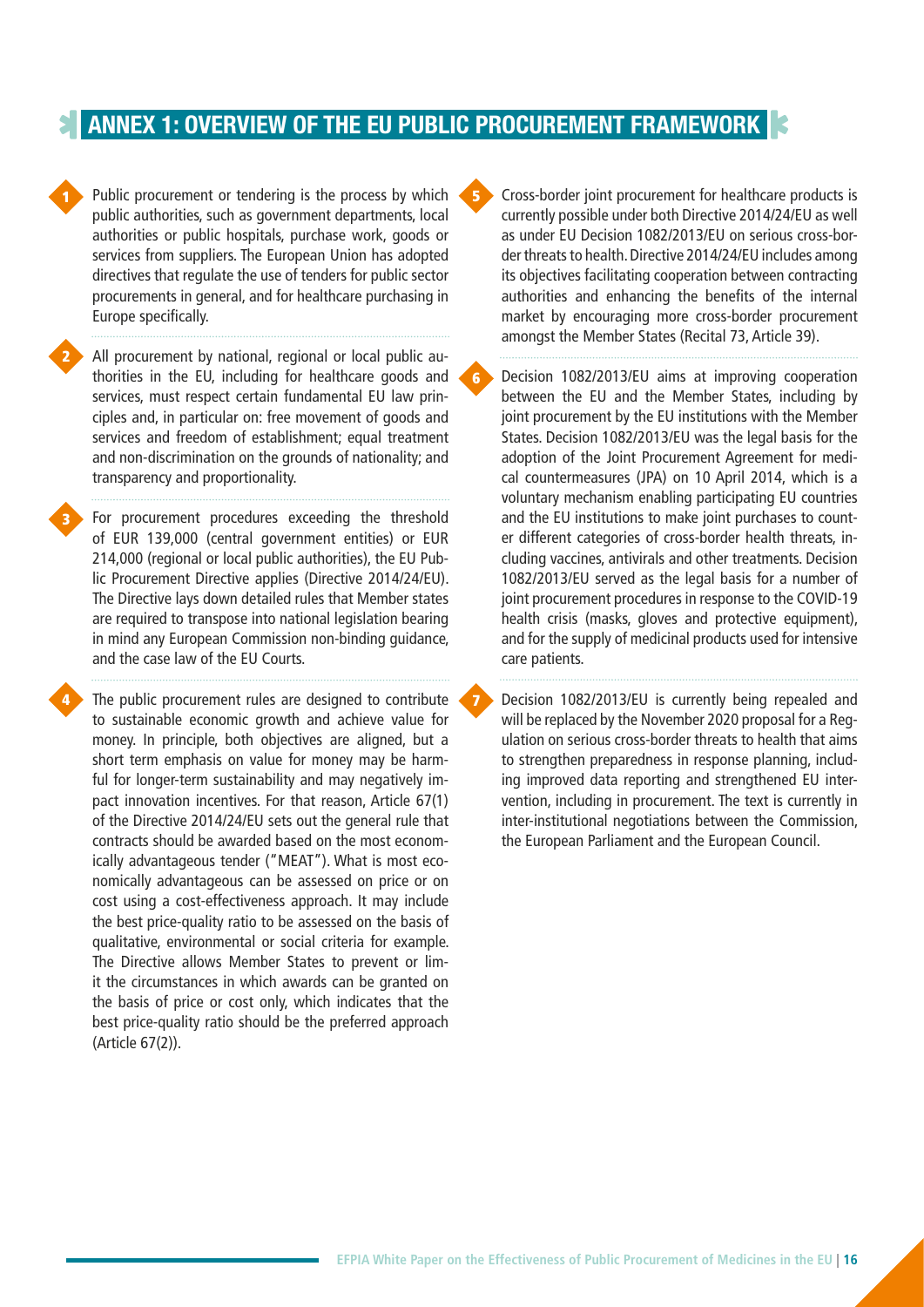## ANNEX 1: OVERVIEW OF THE EU PUBLIC PROCUREMENT FRAMEWORK

1. Public procurement or tendering is the process by which public authorities, such as government departments, local authorities or public hospitals, purchase work, goods or services from suppliers. The European Union has adopted directives that regulate the use of tenders for public sector procurements in general, and for healthcare purchasing in Europe specifically.

2. All procurement by national, regional or local public authorities in the EU, including for healthcare goods and services, must respect certain fundamental EU law principles and, in particular on: free movement of goods and services and freedom of establishment; equal treatment and non-discrimination on the grounds of nationality; and transparency and proportionality.

3. For procurement procedures exceeding the threshold of EUR 139,000 (central government entities) or EUR 214,000 (regional or local public authorities), the EU Public Procurement Directive applies (Directive 2014/24/EU). The Directive lays down detailed rules that Member states are required to transpose into national legislation bearing in mind any European Commission non-binding guidance, and the case law of the EU Courts.

4. The public procurement rules are designed to contribute to sustainable economic growth and achieve value for money. In principle, both objectives are aligned, but a short term emphasis on value for money may be harmful for longer-term sustainability and may negatively impact innovation incentives. For that reason, Article 67(1) of the Directive 2014/24/EU sets out the general rule that contracts should be awarded based on the most economically advantageous tender ("MEAT"). What is most economically advantageous can be assessed on price or on cost using a cost-effectiveness approach. It may include the best price-quality ratio to be assessed on the basis of qualitative, environmental or social criteria for example. The Directive allows Member States to prevent or limit the circumstances in which awards can be granted on the basis of price or cost only, which indicates that the best price-quality ratio should be the preferred approach (Article 67(2)).

5. Cross-border joint procurement for healthcare products is currently possible under both Directive 2014/24/EU as well as under EU Decision 1082/2013/EU on serious cross-border threats to health. Directive 2014/24/EU includes among its objectives facilitating cooperation between contracting authorities and enhancing the benefits of the internal market by encouraging more cross-border procurement amongst the Member States (Recital 73, Article 39).

6. Decision 1082/2013/EU aims at improving cooperation between the EU and the Member States, including by joint procurement by the EU institutions with the Member States. Decision 1082/2013/EU was the legal basis for the adoption of the Joint Procurement Agreement for medical countermeasures (JPA) on 10 April 2014, which is a voluntary mechanism enabling participating EU countries and the EU institutions to make joint purchases to counter different categories of cross-border health threats, including vaccines, antivirals and other treatments. Decision 1082/2013/EU served as the legal basis for a number of joint procurement procedures in response to the COVID-19 health crisis (masks, gloves and protective equipment), and for the supply of medicinal products used for intensive care patients.

7. Decision 1082/2013/EU is currently being repealed and will be replaced by the November 2020 proposal for a Regulation on serious cross-border threats to health that aims to strengthen preparedness in response planning, including improved data reporting and strengthened EU intervention, including in procurement. The text is currently in inter-institutional negotiations between the Commission, the European Parliament and the European Council.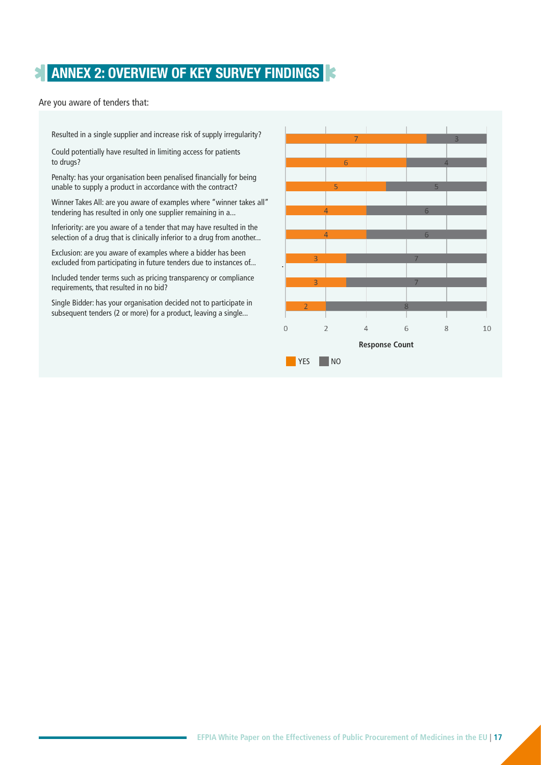# ANNEX 2: OVERVIEW OF KEY SURVEY FINDINGS

Are you aware of tenders that:

| Question | YES | NO |
| --- | --- | --- |
| Resulted in a single supplier and increase risk of supply irregularity? | 7 | 3 |
| Could potentially have resulted in limiting access for patients to drugs? | 6 | 4 |
| Penalty: has your organisation been penalised financially for being unable to supply a product in accordance with the contract? | 5 | 5 |
| Winner Takes All: are you aware of examples where "winner takes all" tendering has resulted in only one supplier remaining in a... | 4 | 6 |
| Inferiority: are you aware of a tender that may have resulted in the selection of a drug that is clinically inferior to a drug from another... | 4 | 6 |
| Exclusion: are you aware of examples where a bidder has been excluded from participating in future tenders due to instances of... | 3 | 7 |
| Included tender terms such as pricing transparency or compliance requirements, that resulted in no bid? | 3 | 7 |
| Single Bidder: has your organisation decided not to participate in subsequent tenders (2 or more) for a product, leaving a single... | 2 | 8 |

Response Count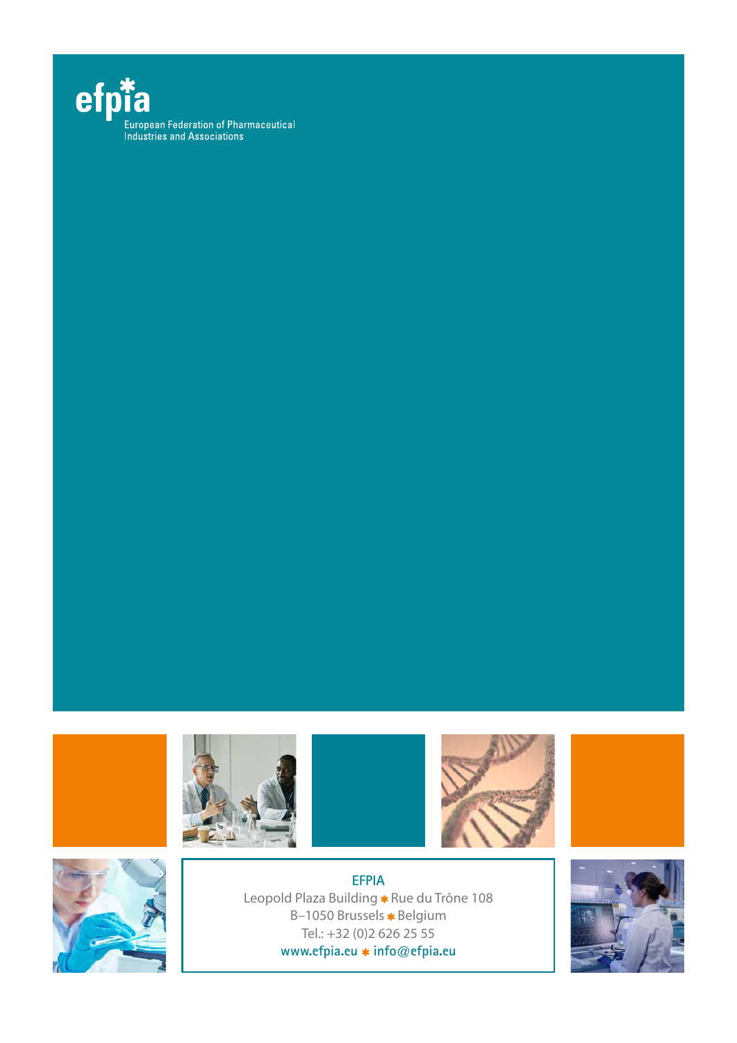efpia

European Federation of Pharmaceutical Industries and Associations

EFPIA
Leopold Plaza Building * Rue du Trône 108
B–1050 Brussels * Belgium
Tel.: +32 (0)2 626 25 55
www.efpia.eu * info@efpia.eu